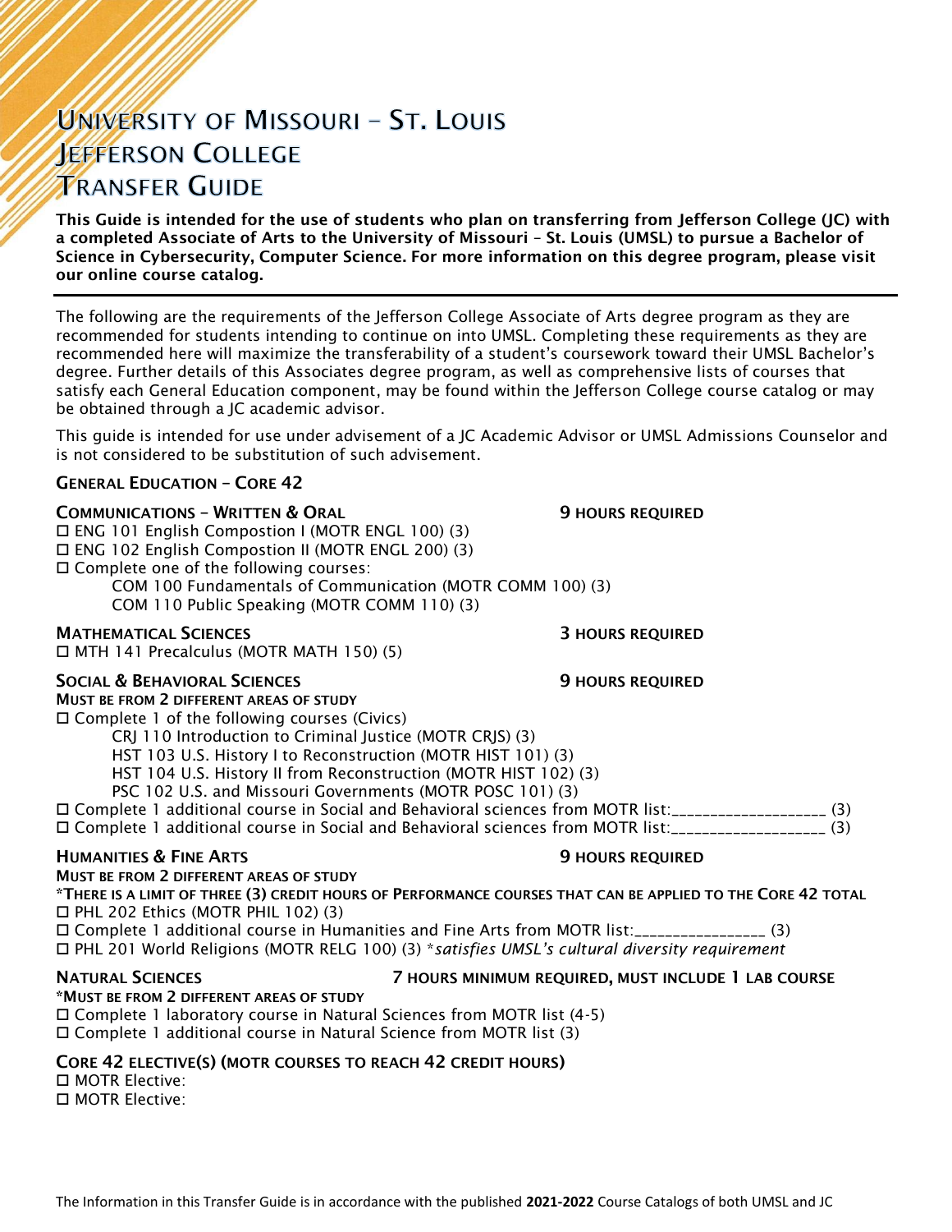# University of Missouri – St. Louis
# Jefferson College
# Transfer Guide

**This Guide is intended for the use of students who plan on transferring from Jefferson College (JC) with a completed Associate of Arts to the University of Missouri – St. Louis (UMSL) to pursue a Bachelor of Science in Cybersecurity, Computer Science. For more information on this degree program, please visit our online course catalog.**

---

The following are the requirements of the Jefferson College Associate of Arts degree program as they are recommended for students intending to continue on into UMSL. Completing these requirements as they are recommended here will maximize the transferability of a student's coursework toward their UMSL Bachelor's degree. Further details of this Associates degree program, as well as comprehensive lists of courses that satisfy each General Education component, may be found within the Jefferson College course catalog or may be obtained through a JC academic advisor.

This guide is intended for use under advisement of a JC Academic Advisor or UMSL Admissions Counselor and is not considered to be substitution of such advisement.

## General Education – Core 42

### Communications – Written & Oral — 9 Hours Required

- ☐ ENG 101 English Compostion I (MOTR ENGL 100) (3)
- ☐ ENG 102 English Compostion II (MOTR ENGL 200) (3)
- ☐ Complete one of the following courses:
  - COM 100 Fundamentals of Communication (MOTR COMM 100) (3)
  - COM 110 Public Speaking (MOTR COMM 110) (3)

### Mathematical Sciences — 3 Hours Required

- ☐ MTH 141 Precalculus (MOTR MATH 150) (5)

### Social & Behavioral Sciences — 9 Hours Required

**Must be from 2 different areas of study**

- ☐ Complete 1 of the following courses (Civics)
  - CRJ 110 Introduction to Criminal Justice (MOTR CRJS) (3)
  - HST 103 U.S. History I to Reconstruction (MOTR HIST 101) (3)
  - HST 104 U.S. History II from Reconstruction (MOTR HIST 102) (3)
  - PSC 102 U.S. and Missouri Governments (MOTR POSC 101) (3)
- ☐ Complete 1 additional course in Social and Behavioral sciences from MOTR list:____________________ (3)
- ☐ Complete 1 additional course in Social and Behavioral sciences from MOTR list:____________________ (3)

### Humanities & Fine Arts — 9 Hours Required

**Must be from 2 different areas of study**

**\*There is a limit of three (3) credit hours of Performance courses that can be applied to the Core 42 total**

- ☐ PHL 202 Ethics (MOTR PHIL 102) (3)
- ☐ Complete 1 additional course in Humanities and Fine Arts from MOTR list:_________________ (3)
- ☐ PHL 201 World Religions (MOTR RELG 100) (3) **\****satisfies UMSL's cultural diversity requirement*

### Natural Sciences — 7 Hours Minimum Required, Must Include 1 Lab Course

**\*Must be from 2 different areas of study**

- ☐ Complete 1 laboratory course in Natural Sciences from MOTR list (4-5)
- ☐ Complete 1 additional course in Natural Science from MOTR list (3)

### Core 42 Elective(s) (MOTR Courses to Reach 42 Credit Hours)

- ☐ MOTR Elective:
- ☐ MOTR Elective:

The Information in this Transfer Guide is in accordance with the published **2021-2022** Course Catalogs of both UMSL and JC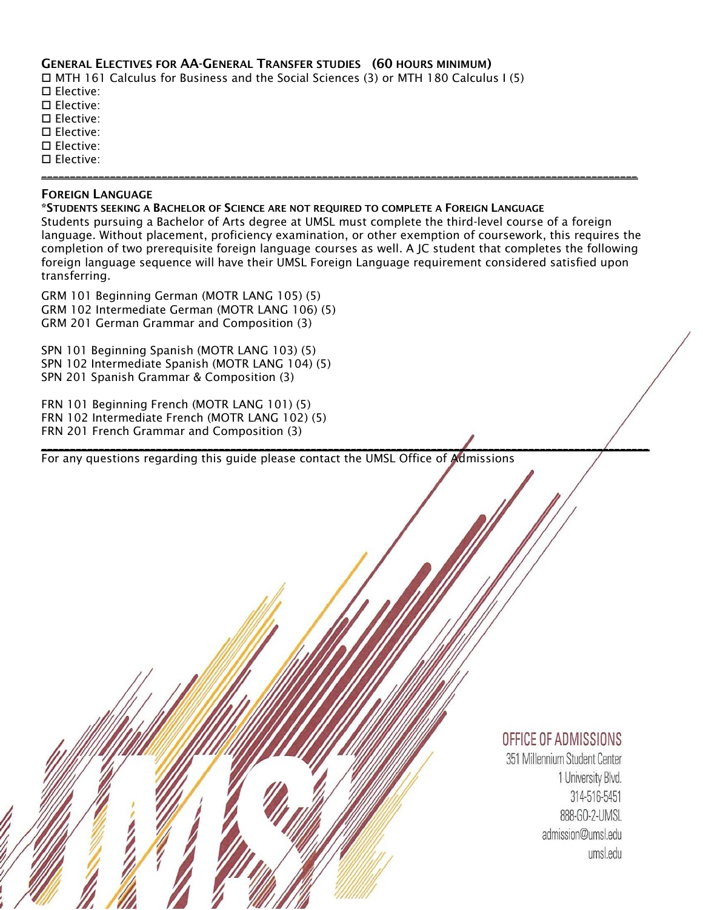## General Electives for AA-General Transfer studies (60 hours minimum)

- ☐ MTH 161 Calculus for Business and the Social Sciences (3) or MTH 180 Calculus I (5)
- ☐ Elective:
- ☐ Elective:
- ☐ Elective:
- ☐ Elective:
- ☐ Elective:
- ☐ Elective:

## Foreign Language

**\*Students seeking a Bachelor of Science are not required to complete a Foreign Language**

Students pursuing a Bachelor of Arts degree at UMSL must complete the third-level course of a foreign language. Without placement, proficiency examination, or other exemption of coursework, this requires the completion of two prerequisite foreign language courses as well. A JC student that completes the following foreign language sequence will have their UMSL Foreign Language requirement considered satisfied upon transferring.

GRM 101 Beginning German (MOTR LANG 105) (5)
GRM 102 Intermediate German (MOTR LANG 106) (5)
GRM 201 German Grammar and Composition (3)

SPN 101 Beginning Spanish (MOTR LANG 103) (5)
SPN 102 Intermediate Spanish (MOTR LANG 104) (5)
SPN 201 Spanish Grammar & Composition (3)

FRN 101 Beginning French (MOTR LANG 101) (5)
FRN 102 Intermediate French (MOTR LANG 102) (5)
FRN 201 French Grammar and Composition (3)

For any questions regarding this guide please contact the UMSL Office of Admissions

OFFICE OF ADMISSIONS
351 Millennium Student Center
1 University Blvd.
314-516-5451
888-GO-2-UMSL
admission@umsl.edu
umsl.edu